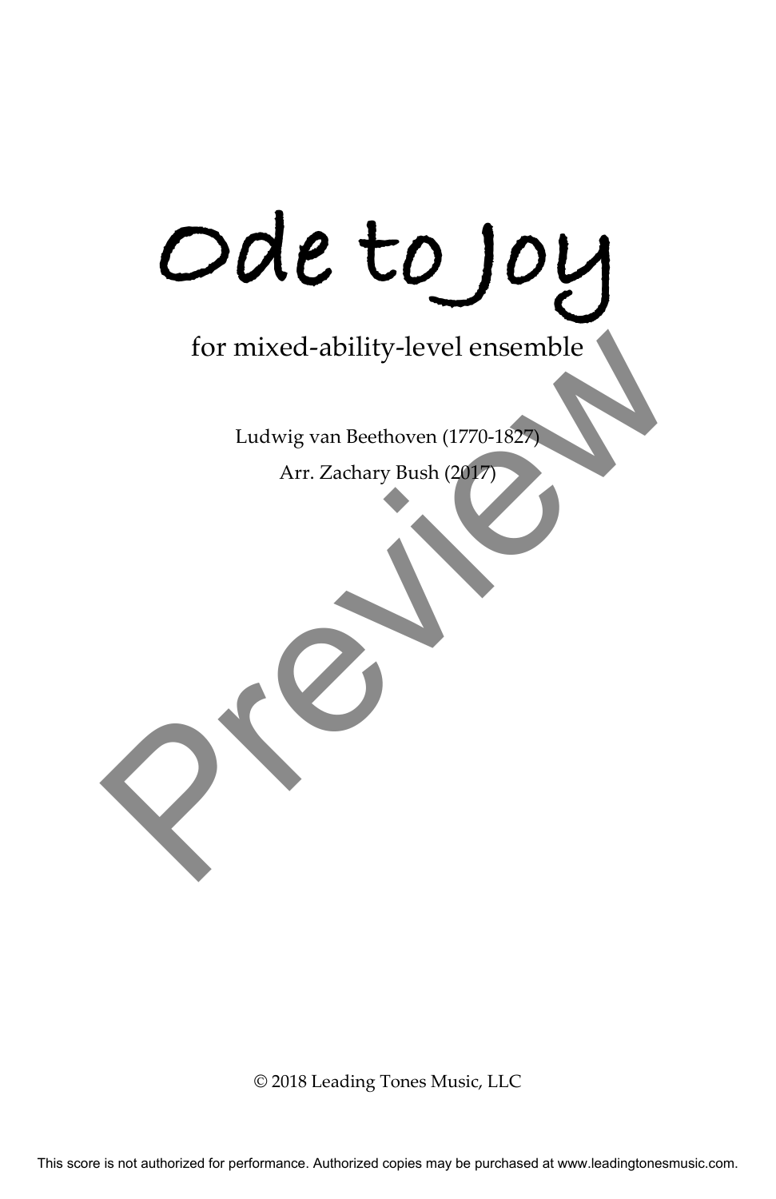# Ode to Joy

for mixed-ability-level ensemble

Ludwig van Beethoven (1770-1827)

Arr. Zachary Bush (2017)

© 2018 Leading Tones Music, LLC

This score is not authorized for performance. Authorized copies may be purchased at www.leadingtonesmusic.com.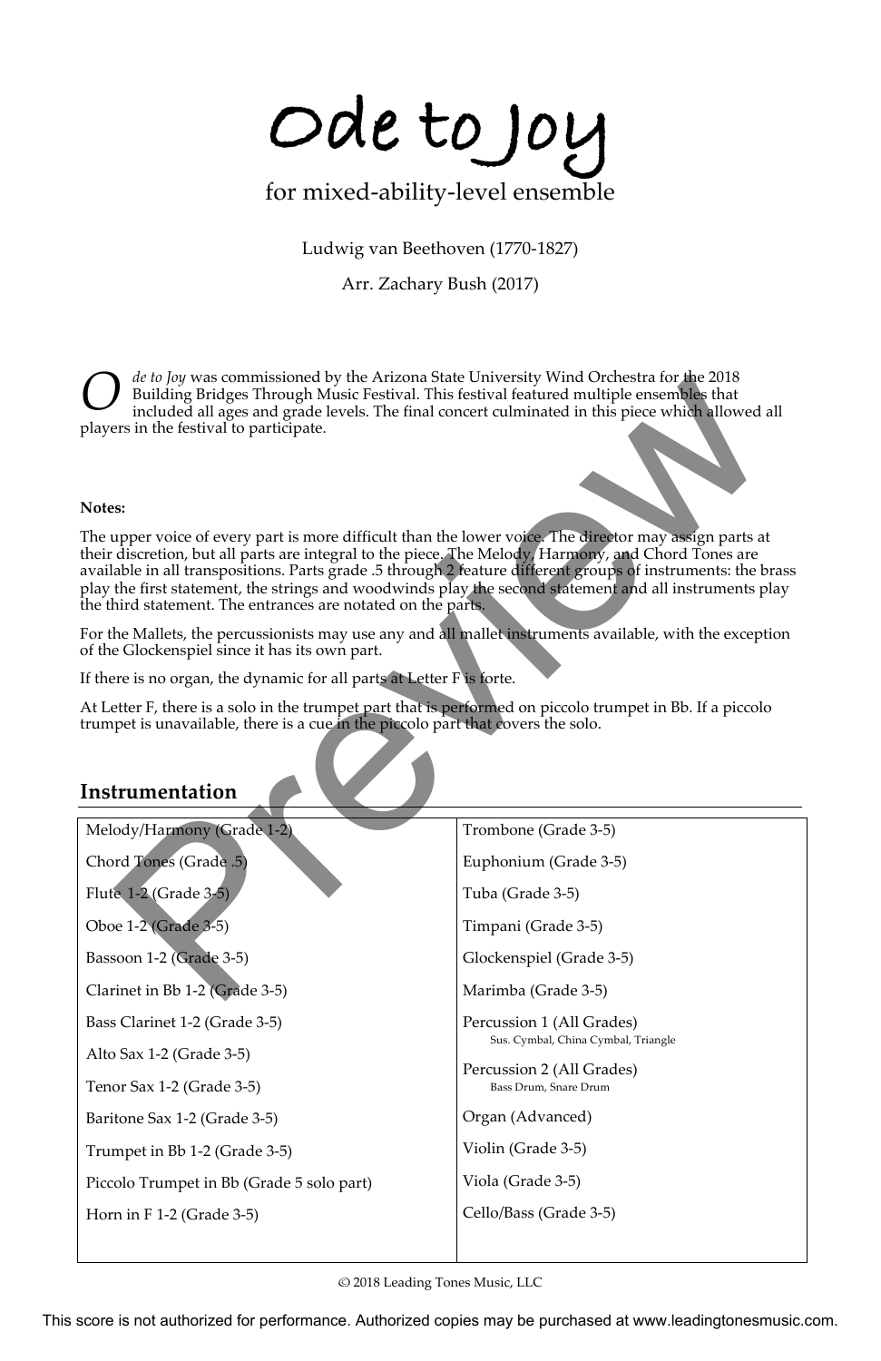# Ode to Joy

## for mixed-ability-level ensemble

Ludwig van Beethoven (1770-1827)

Arr. Zachary Bush (2017)

*Ode to Joy* was commissioned by the Arizona State University Wind Orchestra for the 2018 Building Bridges Through Music Festival. This festival featured multiple ensembles that included all ages and grade levels. The final concert culminated in this piece which allowed all players in the festival to participate.

**Notes:**

The upper voice of every part is more difficult than the lower voice. The director may assign parts at their discretion, but all parts are integral to the piece. The Melody, Harmony, and Chord Tones are available in all transpositions. Parts grade .5 through 2 feature different groups of instruments: the brass play the first statement, the strings and woodwinds play the second statement and all instruments play the third statement. The entrances are notated on the parts.

For the Mallets, the percussionists may use any and all mallet instruments available, with the exception of the Glockenspiel since it has its own part.

If there is no organ, the dynamic for all parts at Letter F is forte.

At Letter F, there is a solo in the trumpet part that is performed on piccolo trumpet in Bb. If a piccolo trumpet is unavailable, there is a cue in the piccolo part that covers the solo.

## Instrumentation

| | |
|---|---|
| Melody/Harmony (Grade 1-2) | Trombone (Grade 3-5) |
| Chord Tones (Grade .5) | Euphonium (Grade 3-5) |
| Flute 1-2 (Grade 3-5) | Tuba (Grade 3-5) |
| Oboe 1-2 (Grade 3-5) | Timpani (Grade 3-5) |
| Bassoon 1-2 (Grade 3-5) | Glockenspiel (Grade 3-5) |
| Clarinet in Bb 1-2 (Grade 3-5) | Marimba (Grade 3-5) |
| Bass Clarinet 1-2 (Grade 3-5) | Percussion 1 (All Grades) Sus. Cymbal, China Cymbal, Triangle |
| Alto Sax 1-2 (Grade 3-5) | Percussion 2 (All Grades) Bass Drum, Snare Drum |
| Tenor Sax 1-2 (Grade 3-5) | Organ (Advanced) |
| Baritone Sax 1-2 (Grade 3-5) | Violin (Grade 3-5) |
| Trumpet in Bb 1-2 (Grade 3-5) | Viola (Grade 3-5) |
| Piccolo Trumpet in Bb (Grade 5 solo part) | Cello/Bass (Grade 3-5) |
| Horn in F 1-2 (Grade 3-5) | |

© 2018 Leading Tones Music, LLC

This score is not authorized for performance. Authorized copies may be purchased at www.leadingtonesmusic.com.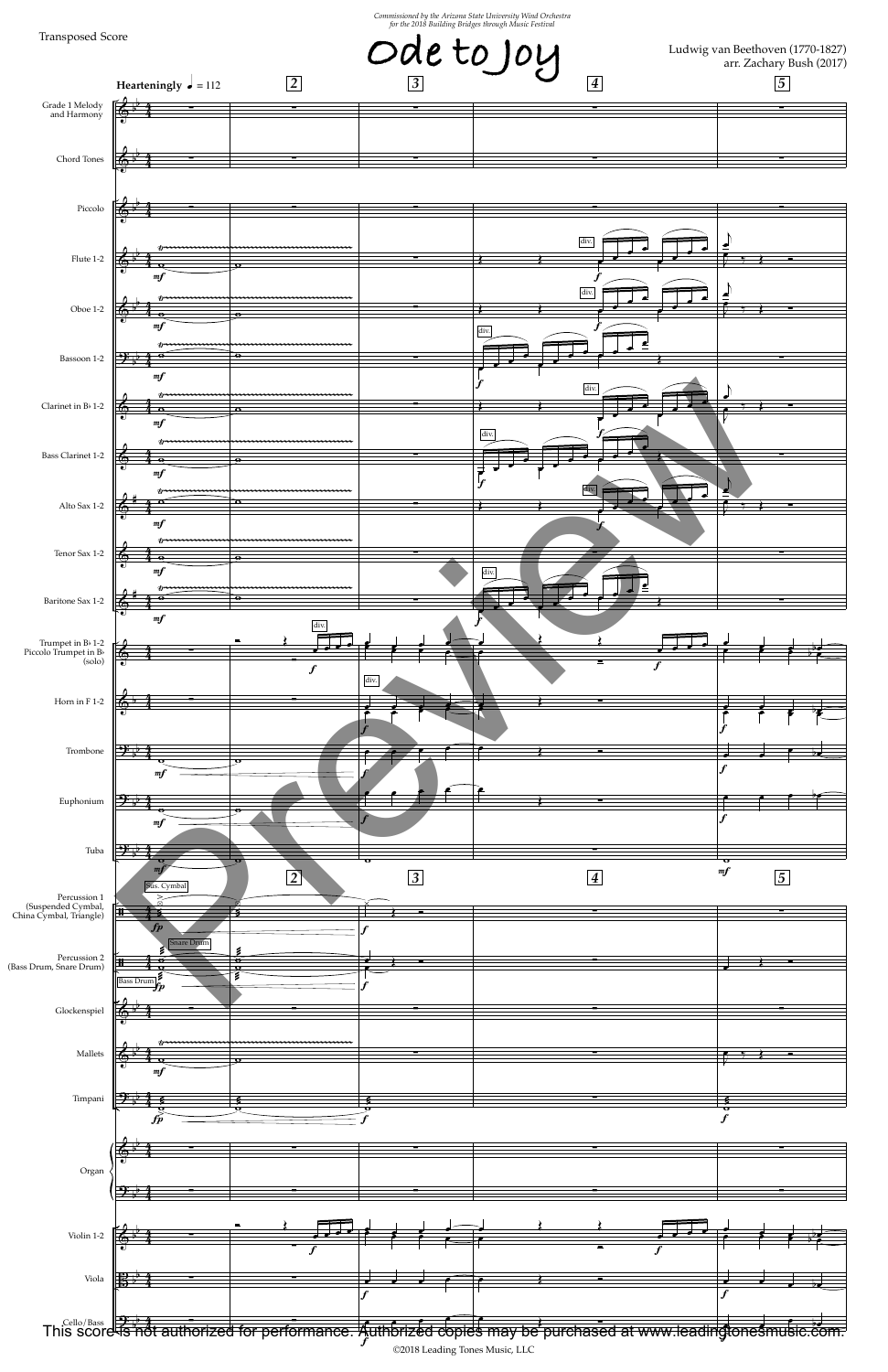Transposed Score

*Commissioned by the Arizona State University Wind Orchestra for the 2018 Building Bridges through Music Festival*

# Ode to Joy

Ludwig van Beethoven (1770-1827)
arr. Zachary Bush (2017)

This score is not authorized for performance. Authorized copies may be purchased at www.leadingtonesmusic.com.

©2018 Leading Tones Music, LLC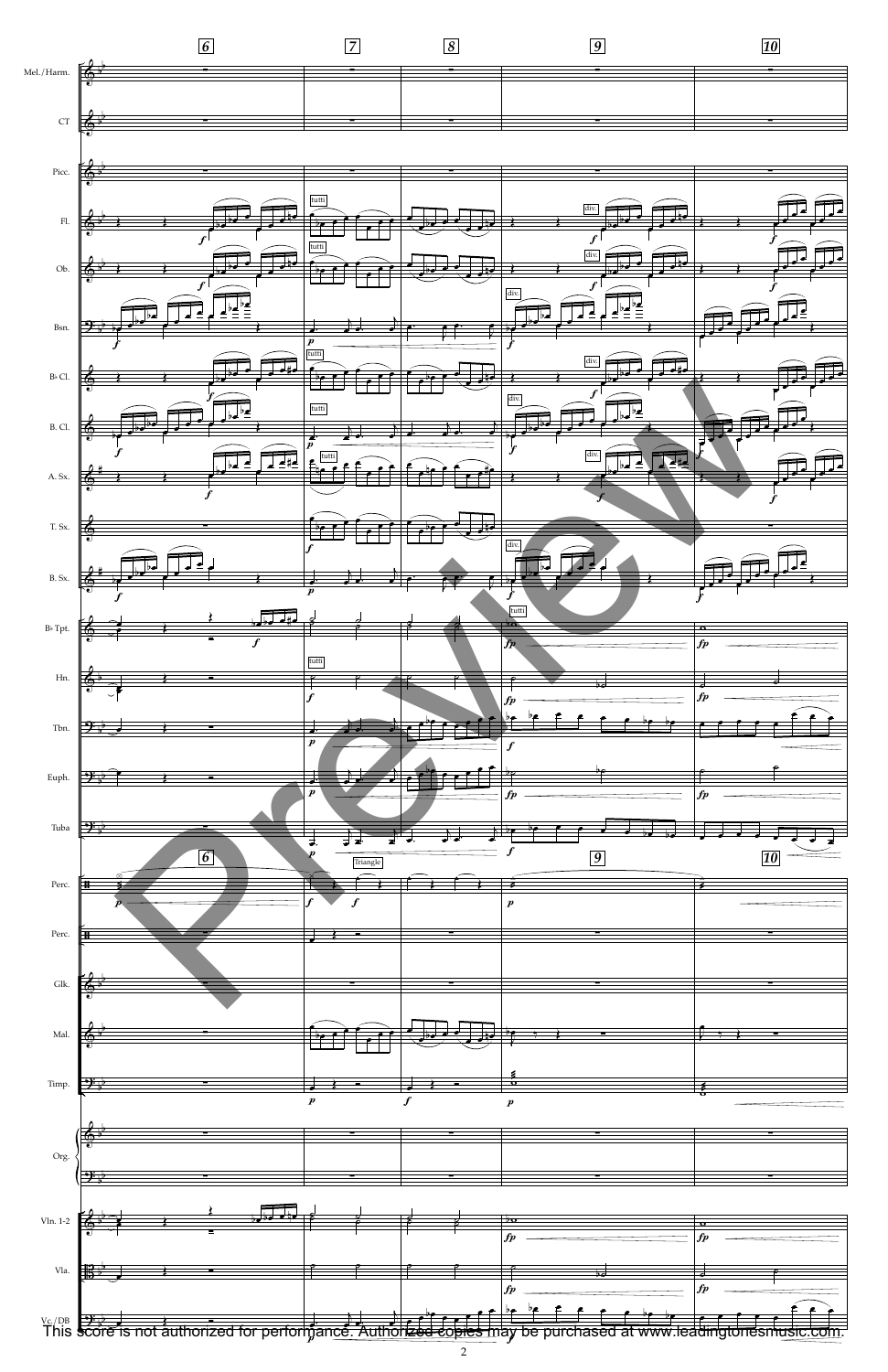This score is not authorized for performance. Authorized copies may be purchased at www.leadingtonesmusic.com.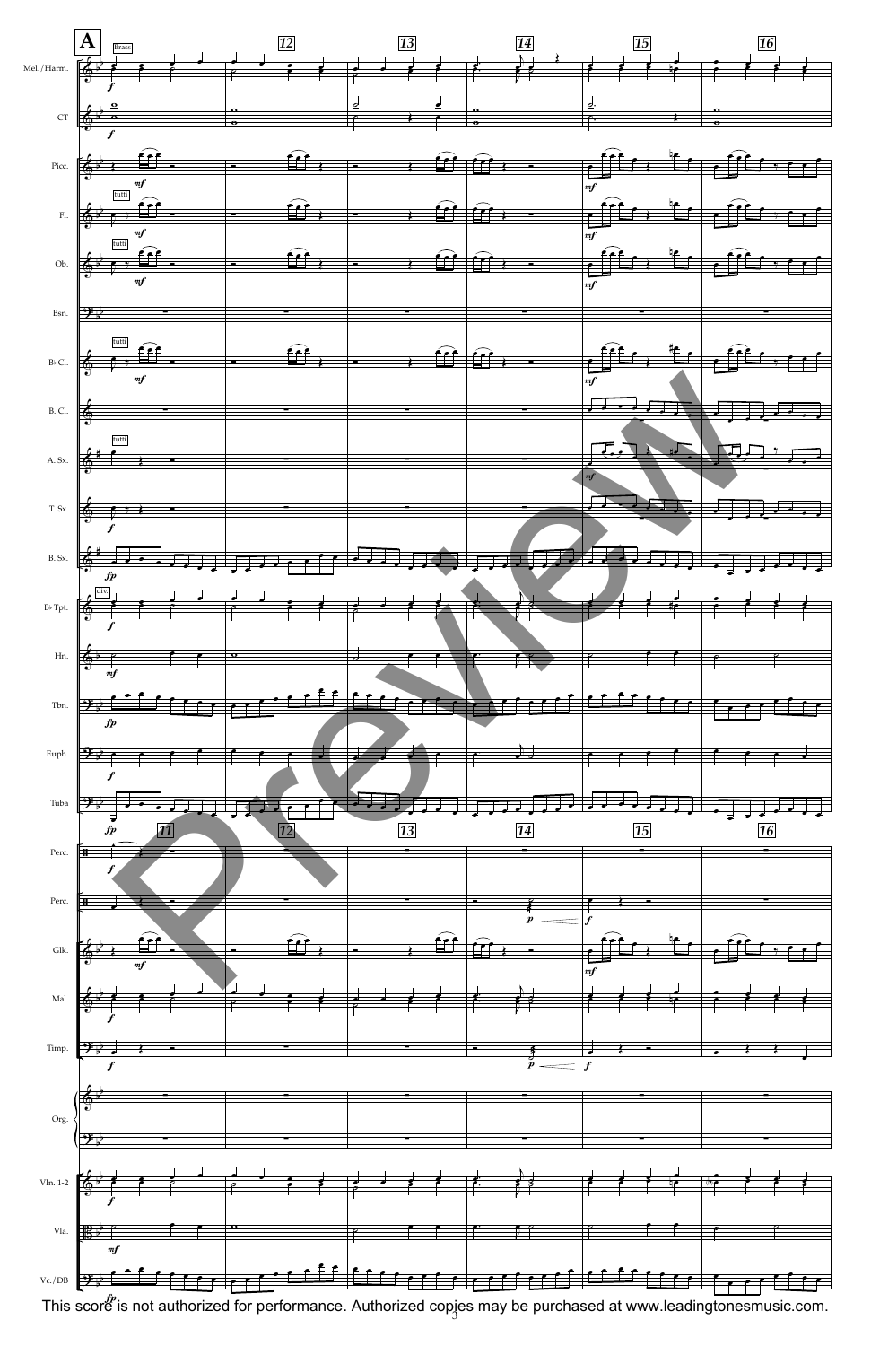This score is not authorized for performance. Authorized copies may be purchased at www.leadingtonesmusic.com.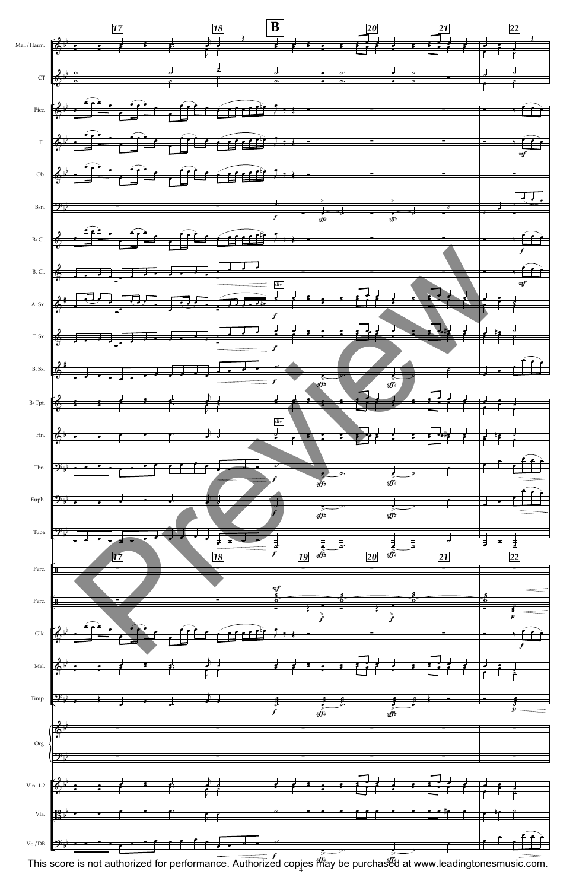This score is not authorized for performance. Authorized copies may be purchased at www.leadingtonesmusic.com.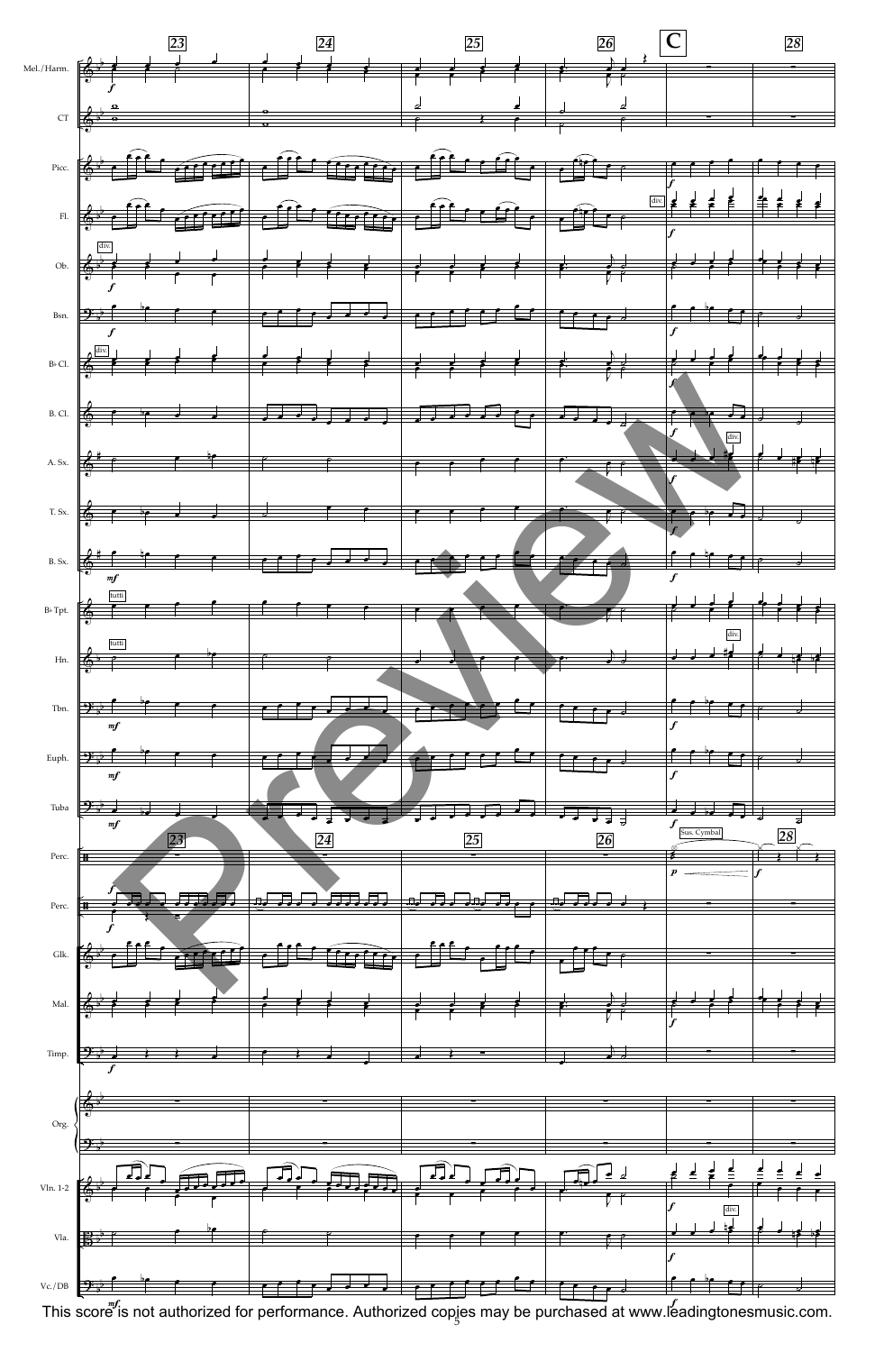This score is not authorized for performance. Authorized copies may be purchased at www.leadingtonesmusic.com.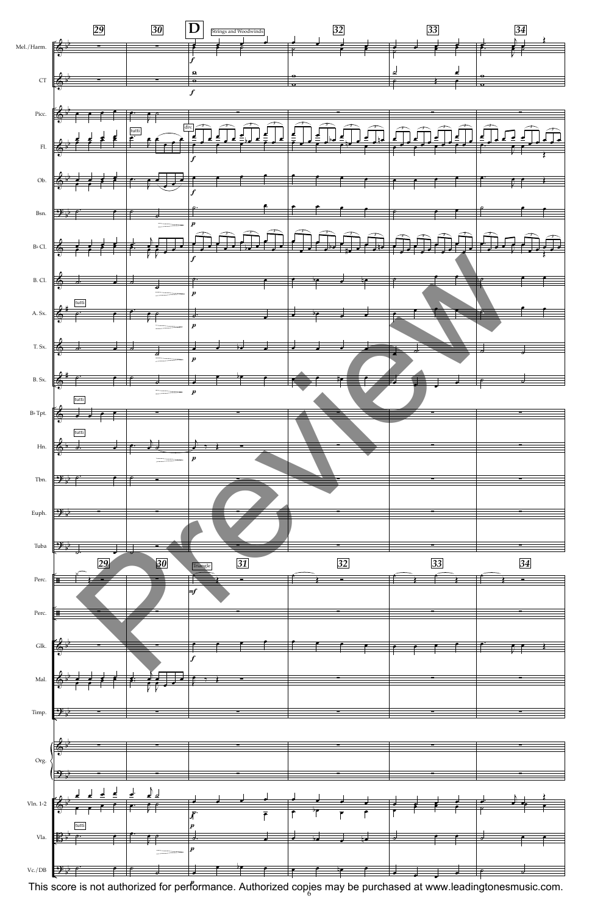This score is not authorized for performance. Authorized copies may be purchased at www.leadingtonesmusic.com.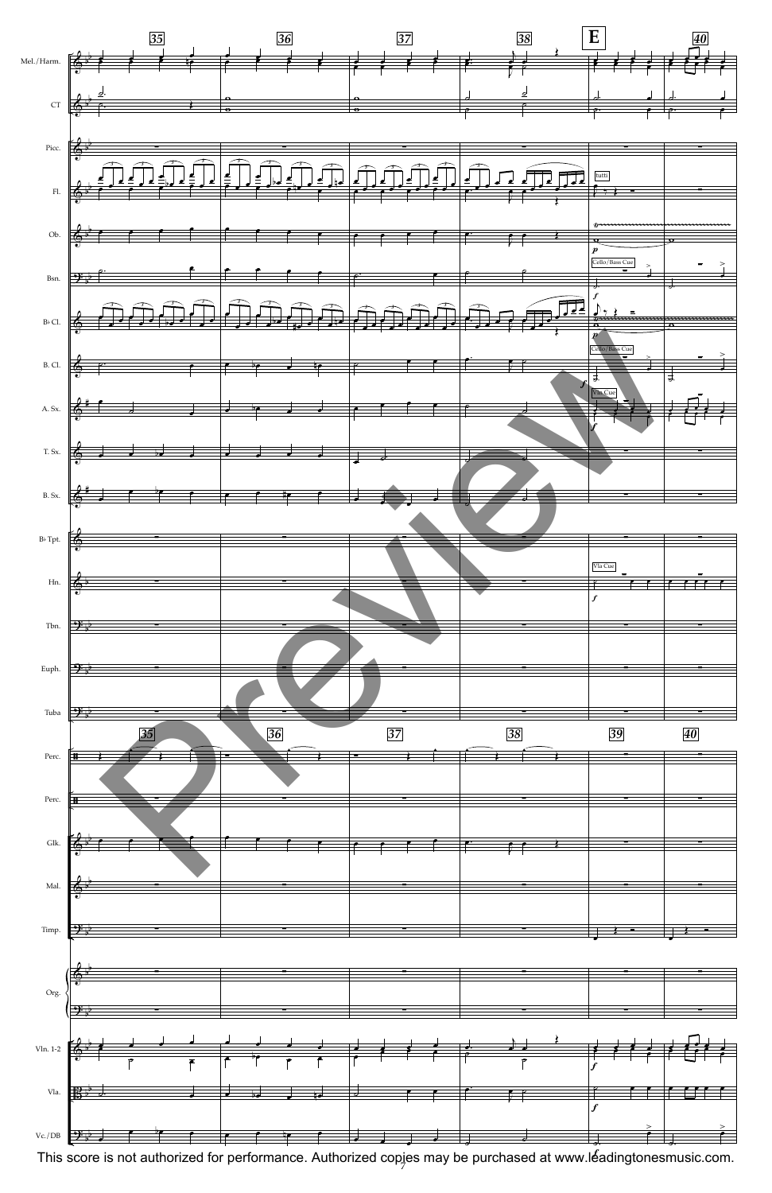This score is not authorized for performance. Authorized copies may be purchased at www.leadingtonesmusic.com.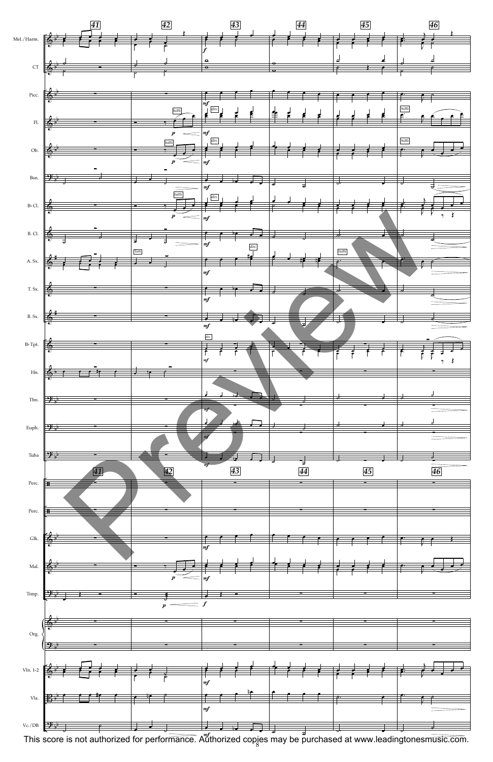This score is not authorized for performance. Authorized copies may be purchased at www.leadingtonesmusic.com.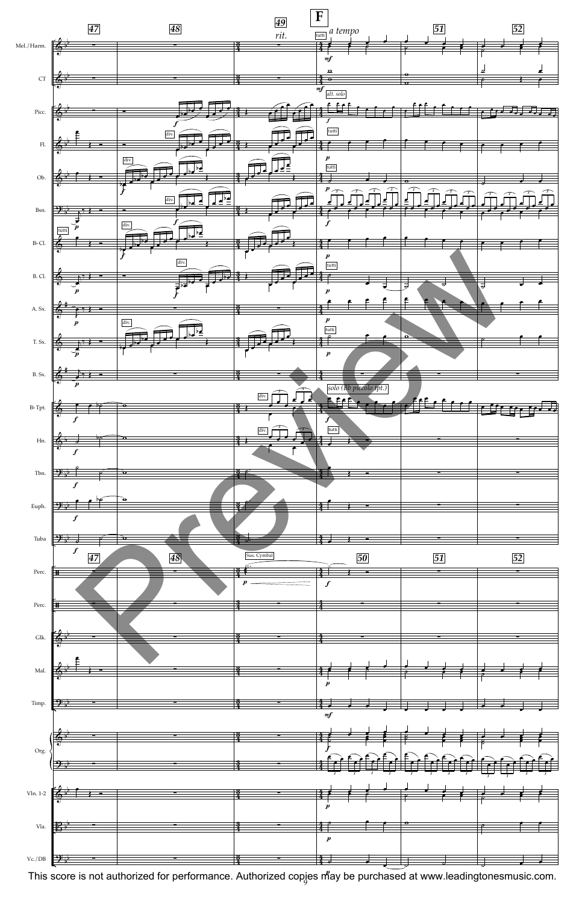This score is not authorized for performance. Authorized copies may be purchased at www.leadingtonesmusic.com.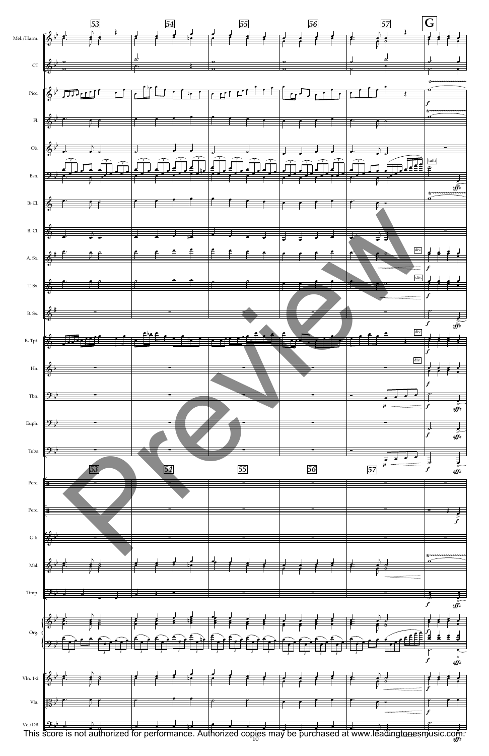This score is not authorized for performance. Authorized copies may be purchased at www.leadingtonesmusic.com.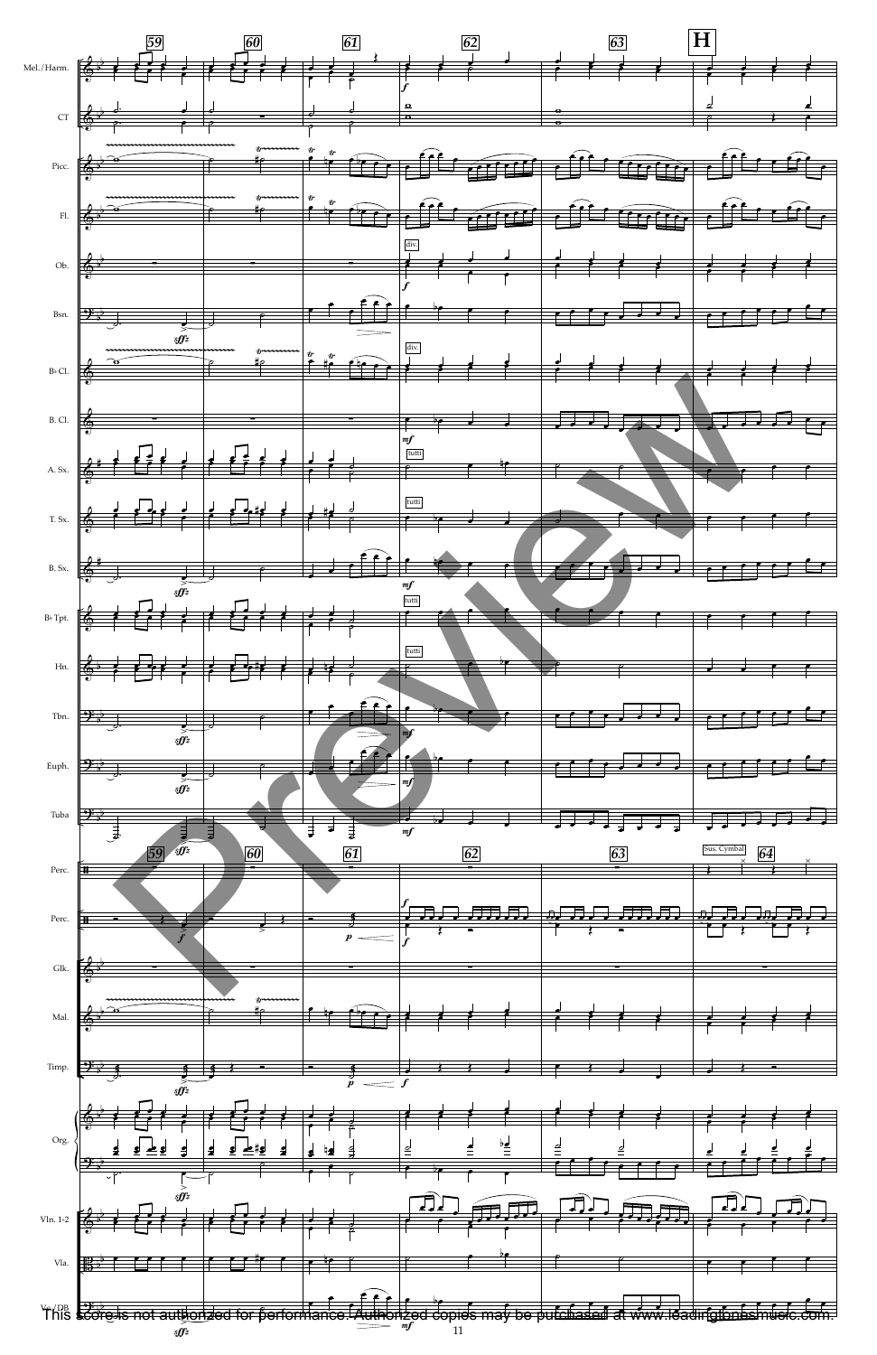This score is not authorized for performance. Authorized copies may be purchased at www.leadingtonesmusic.com.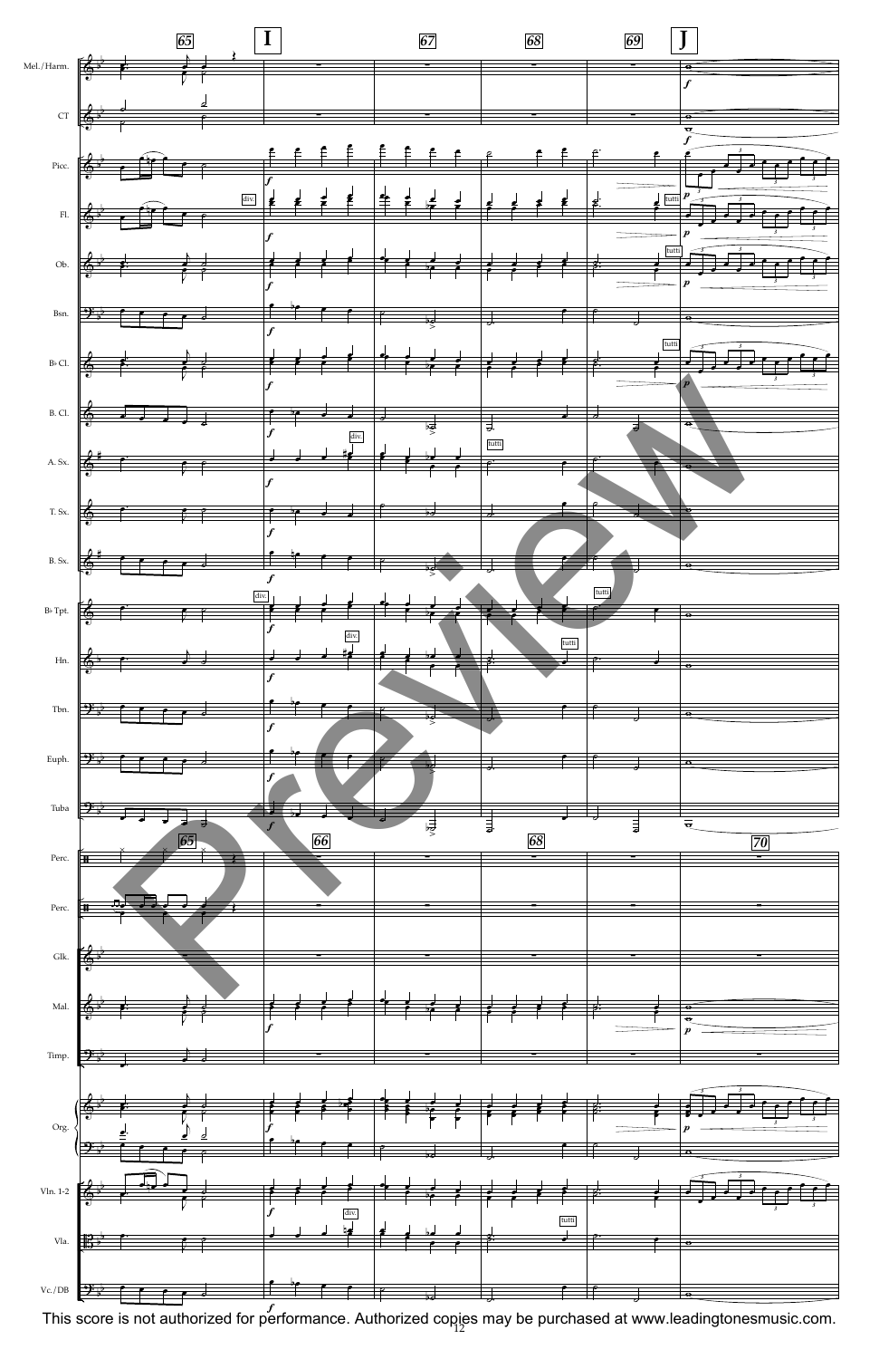This score is not authorized for performance. Authorized copies may be purchased at www.leadingtonesmusic.com.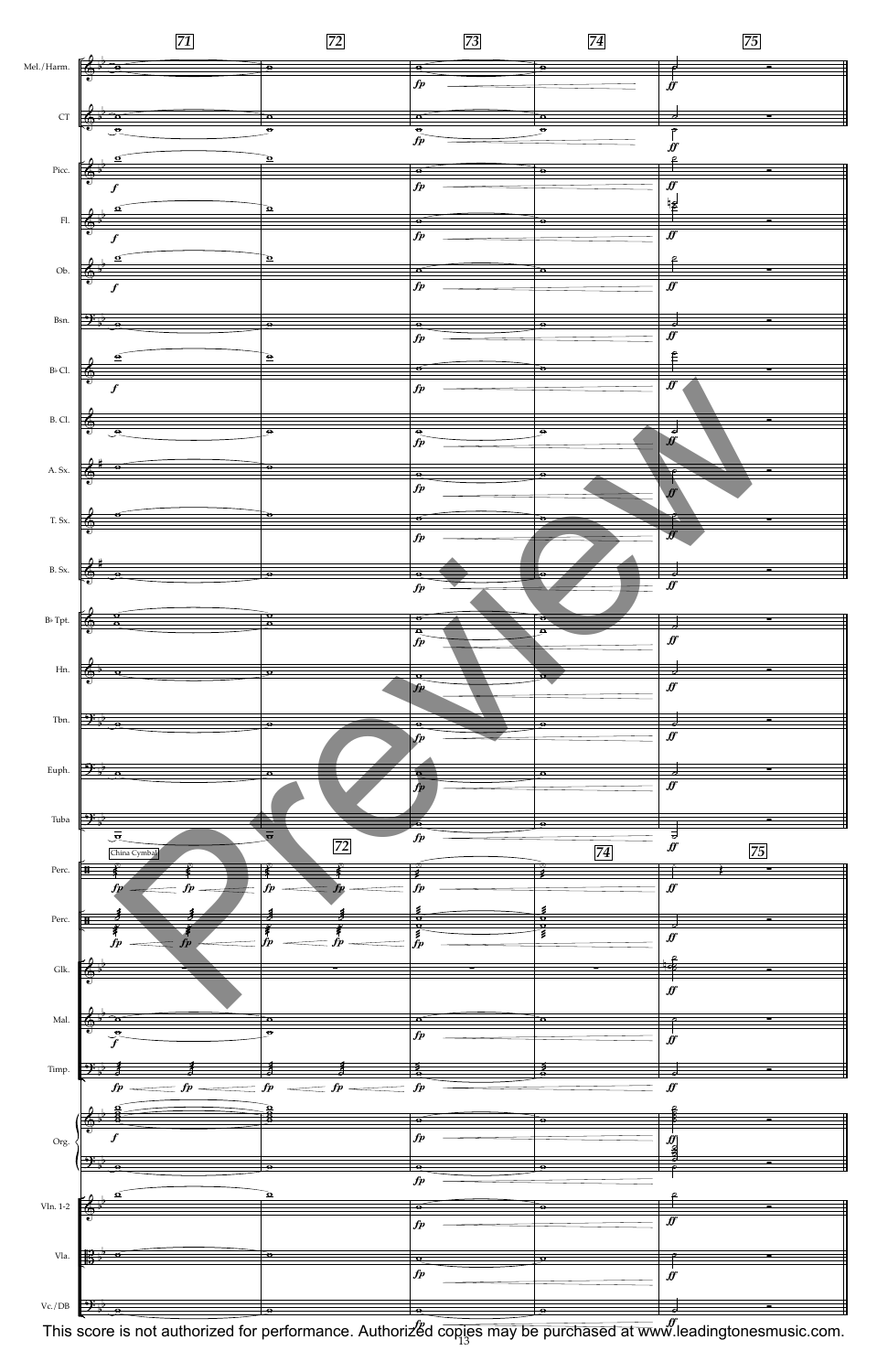This score is not authorized for performance. Authorized copies may be purchased at www.leadingtonesmusic.com.